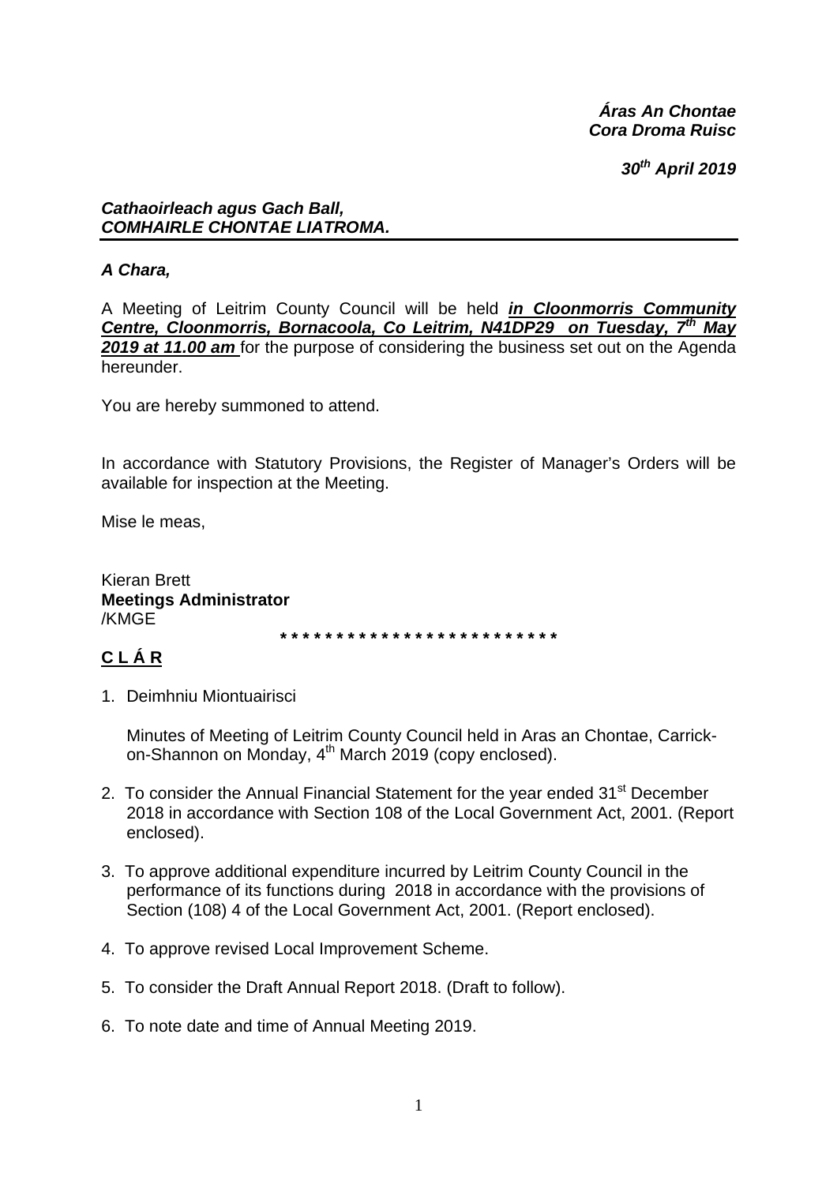***Áras An Chontae***
***Cora Droma Ruisc***

***30th April 2019***

***Cathaoirleach agus Gach Ball,***
***COMHAIRLE CHONTAE LIATROMA.***

---

***A Chara,***

A Meeting of Leitrim County Council will be held ***in Cloonmorris Community Centre, Cloonmorris, Bornacoola, Co Leitrim, N41DP29 on Tuesday, 7th May 2019 at 11.00 am*** for the purpose of considering the business set out on the Agenda hereunder.

You are hereby summoned to attend.

In accordance with Statutory Provisions, the Register of Manager's Orders will be available for inspection at the Meeting.

Mise le meas,

Kieran Brett
**Meetings Administrator**
/KMGE

\* \* \* \* \* \* \* \* \* \* \* \* \* \* \* \* \* \* \* \* \* \* \* \* \* \*

## C L Á R

1. Deimhniu Miontuairisci

   Minutes of Meeting of Leitrim County Council held in Aras an Chontae, Carrick-on-Shannon on Monday, 4th March 2019 (copy enclosed).

2. To consider the Annual Financial Statement for the year ended 31st December 2018 in accordance with Section 108 of the Local Government Act, 2001. (Report enclosed).

3. To approve additional expenditure incurred by Leitrim County Council in the performance of its functions during 2018 in accordance with the provisions of Section (108) 4 of the Local Government Act, 2001. (Report enclosed).

4. To approve revised Local Improvement Scheme.

5. To consider the Draft Annual Report 2018. (Draft to follow).

6. To note date and time of Annual Meeting 2019.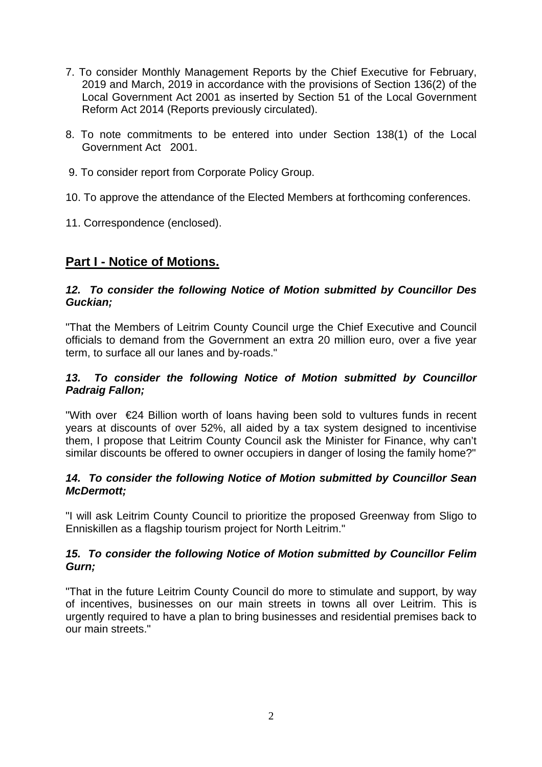7. To consider Monthly Management Reports by the Chief Executive for February, 2019 and March, 2019 in accordance with the provisions of Section 136(2) of the Local Government Act 2001 as inserted by Section 51 of the Local Government Reform Act 2014 (Reports previously circulated).

8. To note commitments to be entered into under Section 138(1) of the Local Government Act 2001.

9. To consider report from Corporate Policy Group.

10. To approve the attendance of the Elected Members at forthcoming conferences.

11. Correspondence (enclosed).

## Part I - Notice of Motions.

***12. To consider the following Notice of Motion submitted by Councillor Des Guckian;***

"That the Members of Leitrim County Council urge the Chief Executive and Council officials to demand from the Government an extra 20 million euro, over a five year term, to surface all our lanes and by-roads."

***13. To consider the following Notice of Motion submitted by Councillor Padraig Fallon;***

"With over €24 Billion worth of loans having been sold to vultures funds in recent years at discounts of over 52%, all aided by a tax system designed to incentivise them, I propose that Leitrim County Council ask the Minister for Finance, why can't similar discounts be offered to owner occupiers in danger of losing the family home?"

***14. To consider the following Notice of Motion submitted by Councillor Sean McDermott;***

"I will ask Leitrim County Council to prioritize the proposed Greenway from Sligo to Enniskillen as a flagship tourism project for North Leitrim."

***15. To consider the following Notice of Motion submitted by Councillor Felim Gurn;***

"That in the future Leitrim County Council do more to stimulate and support, by way of incentives, businesses on our main streets in towns all over Leitrim. This is urgently required to have a plan to bring businesses and residential premises back to our main streets."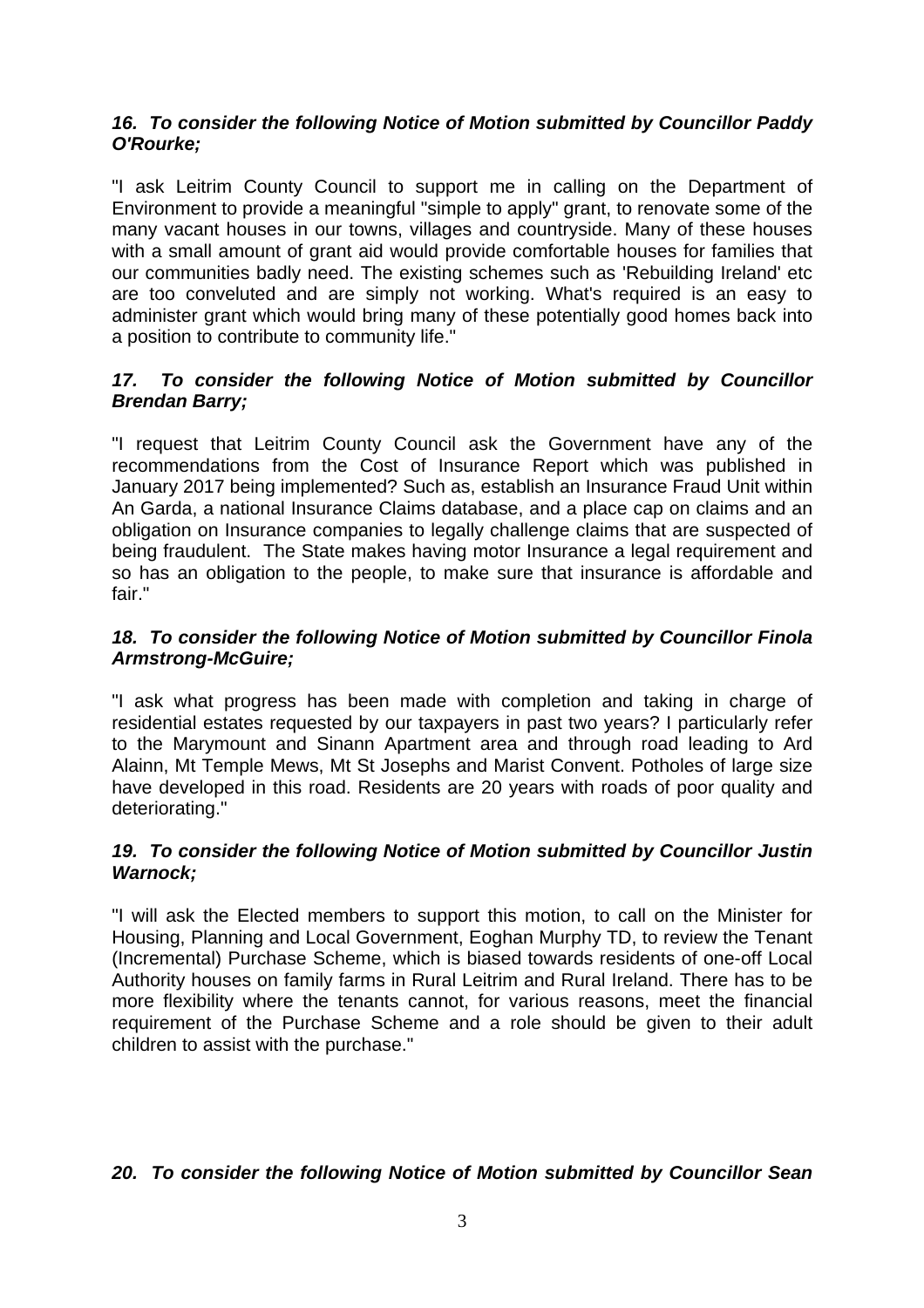***16. To consider the following Notice of Motion submitted by Councillor Paddy O'Rourke;***

"I ask Leitrim County Council to support me in calling on the Department of Environment to provide a meaningful "simple to apply" grant, to renovate some of the many vacant houses in our towns, villages and countryside. Many of these houses with a small amount of grant aid would provide comfortable houses for families that our communities badly need. The existing schemes such as 'Rebuilding Ireland' etc are too conveluted and are simply not working. What's required is an easy to administer grant which would bring many of these potentially good homes back into a position to contribute to community life."

***17. To consider the following Notice of Motion submitted by Councillor Brendan Barry;***

"I request that Leitrim County Council ask the Government have any of the recommendations from the Cost of Insurance Report which was published in January 2017 being implemented? Such as, establish an Insurance Fraud Unit within An Garda, a national Insurance Claims database, and a place cap on claims and an obligation on Insurance companies to legally challenge claims that are suspected of being fraudulent. The State makes having motor Insurance a legal requirement and so has an obligation to the people, to make sure that insurance is affordable and fair."

***18. To consider the following Notice of Motion submitted by Councillor Finola Armstrong-McGuire;***

"I ask what progress has been made with completion and taking in charge of residential estates requested by our taxpayers in past two years? I particularly refer to the Marymount and Sinann Apartment area and through road leading to Ard Alainn, Mt Temple Mews, Mt St Josephs and Marist Convent. Potholes of large size have developed in this road. Residents are 20 years with roads of poor quality and deteriorating."

***19. To consider the following Notice of Motion submitted by Councillor Justin Warnock;***

"I will ask the Elected members to support this motion, to call on the Minister for Housing, Planning and Local Government, Eoghan Murphy TD, to review the Tenant (Incremental) Purchase Scheme, which is biased towards residents of one-off Local Authority houses on family farms in Rural Leitrim and Rural Ireland. There has to be more flexibility where the tenants cannot, for various reasons, meet the financial requirement of the Purchase Scheme and a role should be given to their adult children to assist with the purchase."

***20. To consider the following Notice of Motion submitted by Councillor Sean***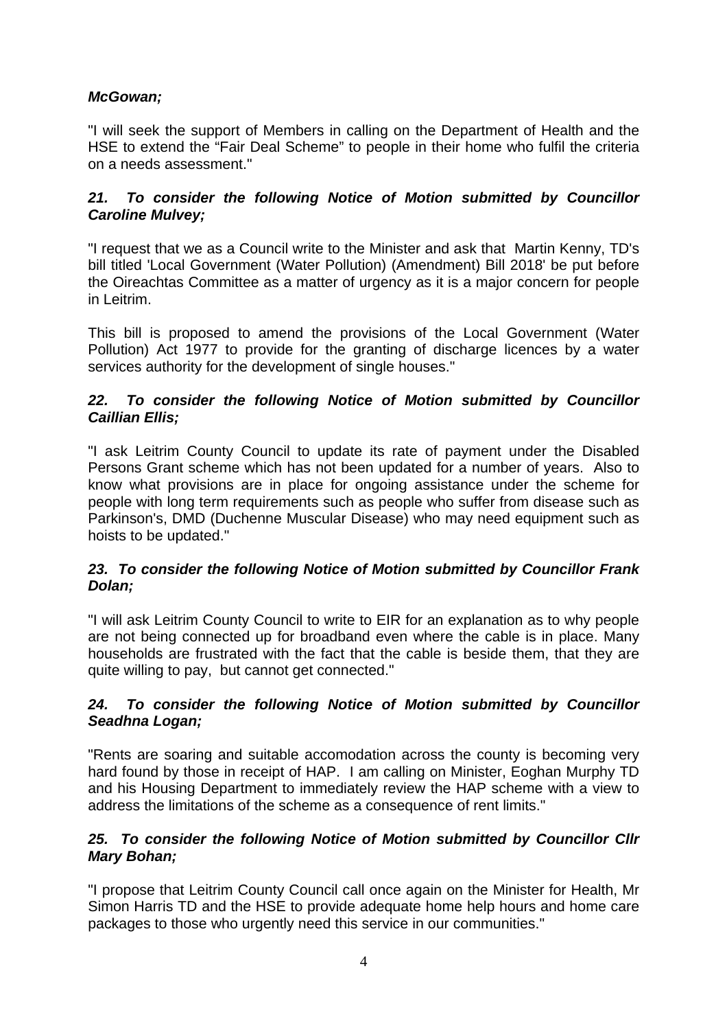***McGowan;***

"I will seek the support of Members in calling on the Department of Health and the HSE to extend the “Fair Deal Scheme” to people in their home who fulfil the criteria on a needs assessment."

***21. To consider the following Notice of Motion submitted by Councillor Caroline Mulvey;***

"I request that we as a Council write to the Minister and ask that Martin Kenny, TD's bill titled 'Local Government (Water Pollution) (Amendment) Bill 2018' be put before the Oireachtas Committee as a matter of urgency as it is a major concern for people in Leitrim.

This bill is proposed to amend the provisions of the Local Government (Water Pollution) Act 1977 to provide for the granting of discharge licences by a water services authority for the development of single houses."

***22. To consider the following Notice of Motion submitted by Councillor Caillian Ellis;***

"I ask Leitrim County Council to update its rate of payment under the Disabled Persons Grant scheme which has not been updated for a number of years. Also to know what provisions are in place for ongoing assistance under the scheme for people with long term requirements such as people who suffer from disease such as Parkinson's, DMD (Duchenne Muscular Disease) who may need equipment such as hoists to be updated."

***23. To consider the following Notice of Motion submitted by Councillor Frank Dolan;***

"I will ask Leitrim County Council to write to EIR for an explanation as to why people are not being connected up for broadband even where the cable is in place. Many households are frustrated with the fact that the cable is beside them, that they are quite willing to pay, but cannot get connected."

***24. To consider the following Notice of Motion submitted by Councillor Seadhna Logan;***

"Rents are soaring and suitable accomodation across the county is becoming very hard found by those in receipt of HAP. I am calling on Minister, Eoghan Murphy TD and his Housing Department to immediately review the HAP scheme with a view to address the limitations of the scheme as a consequence of rent limits."

***25. To consider the following Notice of Motion submitted by Councillor Cllr Mary Bohan;***

"I propose that Leitrim County Council call once again on the Minister for Health, Mr Simon Harris TD and the HSE to provide adequate home help hours and home care packages to those who urgently need this service in our communities."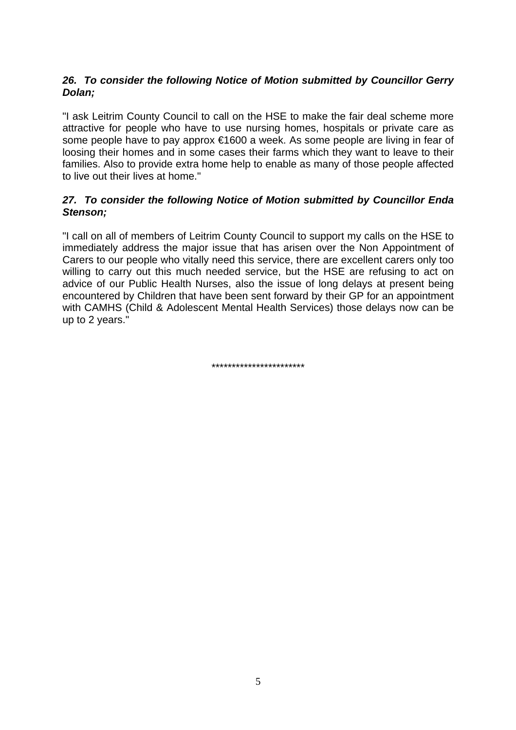***26. To consider the following Notice of Motion submitted by Councillor Gerry Dolan;***

"I ask Leitrim County Council to call on the HSE to make the fair deal scheme more attractive for people who have to use nursing homes, hospitals or private care as some people have to pay approx €1600 a week. As some people are living in fear of loosing their homes and in some cases their farms which they want to leave to their families. Also to provide extra home help to enable as many of those people affected to live out their lives at home."

***27. To consider the following Notice of Motion submitted by Councillor Enda Stenson;***

"I call on all of members of Leitrim County Council to support my calls on the HSE to immediately address the major issue that has arisen over the Non Appointment of Carers to our people who vitally need this service, there are excellent carers only too willing to carry out this much needed service, but the HSE are refusing to act on advice of our Public Health Nurses, also the issue of long delays at present being encountered by Children that have been sent forward by their GP for an appointment with CAMHS (Child & Adolescent Mental Health Services) those delays now can be up to 2 years."

**********************